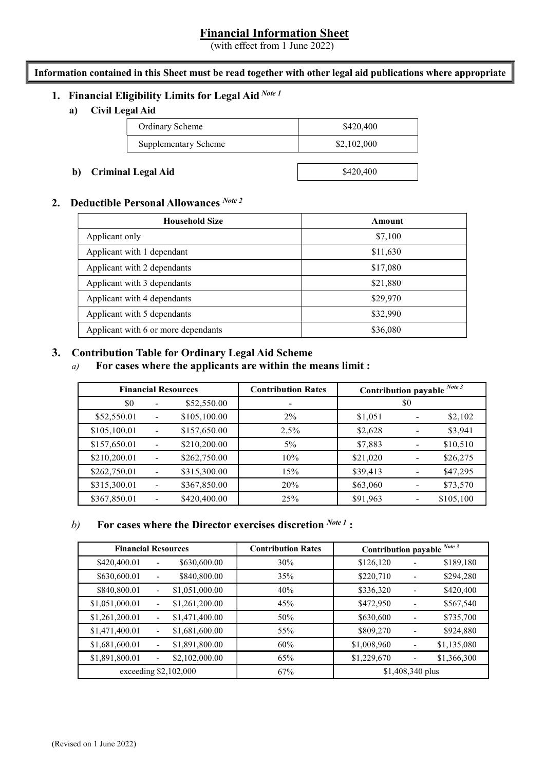# Financial Information Sheet

(with effect from 1 June 2022)

**Information contained in this Sheet must be read together with other legal aid publications where appropriate**

## 1. Financial Eligibility Limits for Legal Aid [Note 1]

### a) Civil Legal Aid

| | |
|---|---|
| Ordinary Scheme | $420,400 |
| Supplementary Scheme | $2,102,000 |

### b) Criminal Legal Aid

| |
|---|
| $420,400 |

## 2. Deductible Personal Allowances [Note 2]

| Household Size | Amount |
|---|---|
| Applicant only | $7,100 |
| Applicant with 1 dependant | $11,630 |
| Applicant with 2 dependants | $17,080 |
| Applicant with 3 dependants | $21,880 |
| Applicant with 4 dependants | $29,970 |
| Applicant with 5 dependants | $32,990 |
| Applicant with 6 or more dependants | $36,080 |

## 3. Contribution Table for Ordinary Legal Aid Scheme

### *a)* For cases where the applicants are within the means limit :

| Financial Resources | Contribution Rates | Contribution payable [Note 3] |
|---|---|---|
| $0 - $52,550.00 | - | $0 |
| $52,550.01 - $105,100.00 | 2% | $1,051 - $2,102 |
| $105,100.01 - $157,650.00 | 2.5% | $2,628 - $3,941 |
| $157,650.01 - $210,200.00 | 5% | $7,883 - $10,510 |
| $210,200.01 - $262,750.00 | 10% | $21,020 - $26,275 |
| $262,750.01 - $315,300.00 | 15% | $39,413 - $47,295 |
| $315,300.01 - $367,850.00 | 20% | $63,060 - $73,570 |
| $367,850.01 - $420,400.00 | 25% | $91,963 - $105,100 |

### *b)* For cases where the Director exercises discretion [Note 1] :

| Financial Resources | Contribution Rates | Contribution payable [Note 3] |
|---|---|---|
| $420,400.01 - $630,600.00 | 30% | $126,120 - $189,180 |
| $630,600.01 - $840,800.00 | 35% | $220,710 - $294,280 |
| $840,800.01 - $1,051,000.00 | 40% | $336,320 - $420,400 |
| $1,051,000.01 - $1,261,200.00 | 45% | $472,950 - $567,540 |
| $1,261,200.01 - $1,471,400.00 | 50% | $630,600 - $735,700 |
| $1,471,400.01 - $1,681,600.00 | 55% | $809,270 - $924,880 |
| $1,681,600.01 - $1,891,800.00 | 60% | $1,008,960 - $1,135,080 |
| $1,891,800.01 - $2,102,000.00 | 65% | $1,229,670 - $1,366,300 |
| exceeding $2,102,000 | 67% | $1,408,340 plus |

(Revised on 1 June 2022)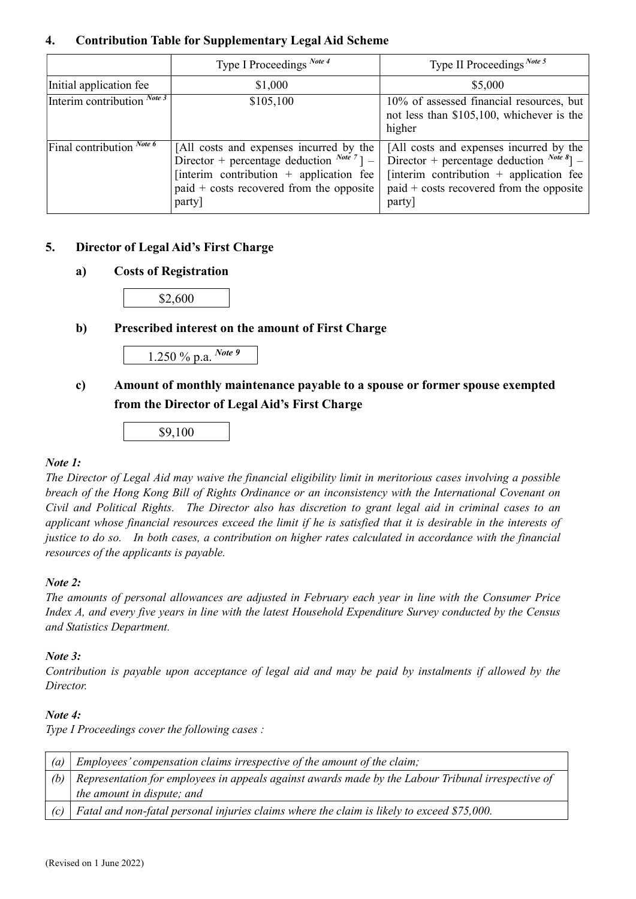## 4. Contribution Table for Supplementary Legal Aid Scheme

| | Type I Proceedings Note 4 | Type II Proceedings Note 5 |
|---|---|---|
| Initial application fee | $1,000 | $5,000 |
| Interim contribution Note 3 | $105,100 | 10% of assessed financial resources, but not less than $105,100, whichever is the higher |
| Final contribution Note 6 | [All costs and expenses incurred by the Director + percentage deduction Note 7 ] – [interim contribution + application fee paid + costs recovered from the opposite party] | [All costs and expenses incurred by the Director + percentage deduction Note 8] – [interim contribution + application fee paid + costs recovered from the opposite party] |

## 5. Director of Legal Aid's First Charge

### a) Costs of Registration

$2,600

### b) Prescribed interest on the amount of First Charge

1.250 % p.a. Note 9

### c) Amount of monthly maintenance payable to a spouse or former spouse exempted from the Director of Legal Aid's First Charge

$9,100

***Note 1:***

*The Director of Legal Aid may waive the financial eligibility limit in meritorious cases involving a possible breach of the Hong Kong Bill of Rights Ordinance or an inconsistency with the International Covenant on Civil and Political Rights. The Director also has discretion to grant legal aid in criminal cases to an applicant whose financial resources exceed the limit if he is satisfied that it is desirable in the interests of justice to do so. In both cases, a contribution on higher rates calculated in accordance with the financial resources of the applicants is payable.*

***Note 2:***

*The amounts of personal allowances are adjusted in February each year in line with the Consumer Price Index A, and every five years in line with the latest Household Expenditure Survey conducted by the Census and Statistics Department.*

***Note 3:***

*Contribution is payable upon acceptance of legal aid and may be paid by instalments if allowed by the Director.*

***Note 4:***

*Type I Proceedings cover the following cases :*

| | |
|---|---|
| *(a)* | *Employees' compensation claims irrespective of the amount of the claim;* |
| *(b)* | *Representation for employees in appeals against awards made by the Labour Tribunal irrespective of the amount in dispute; and* |
| *(c)* | *Fatal and non-fatal personal injuries claims where the claim is likely to exceed $75,000.* |

(Revised on 1 June 2022)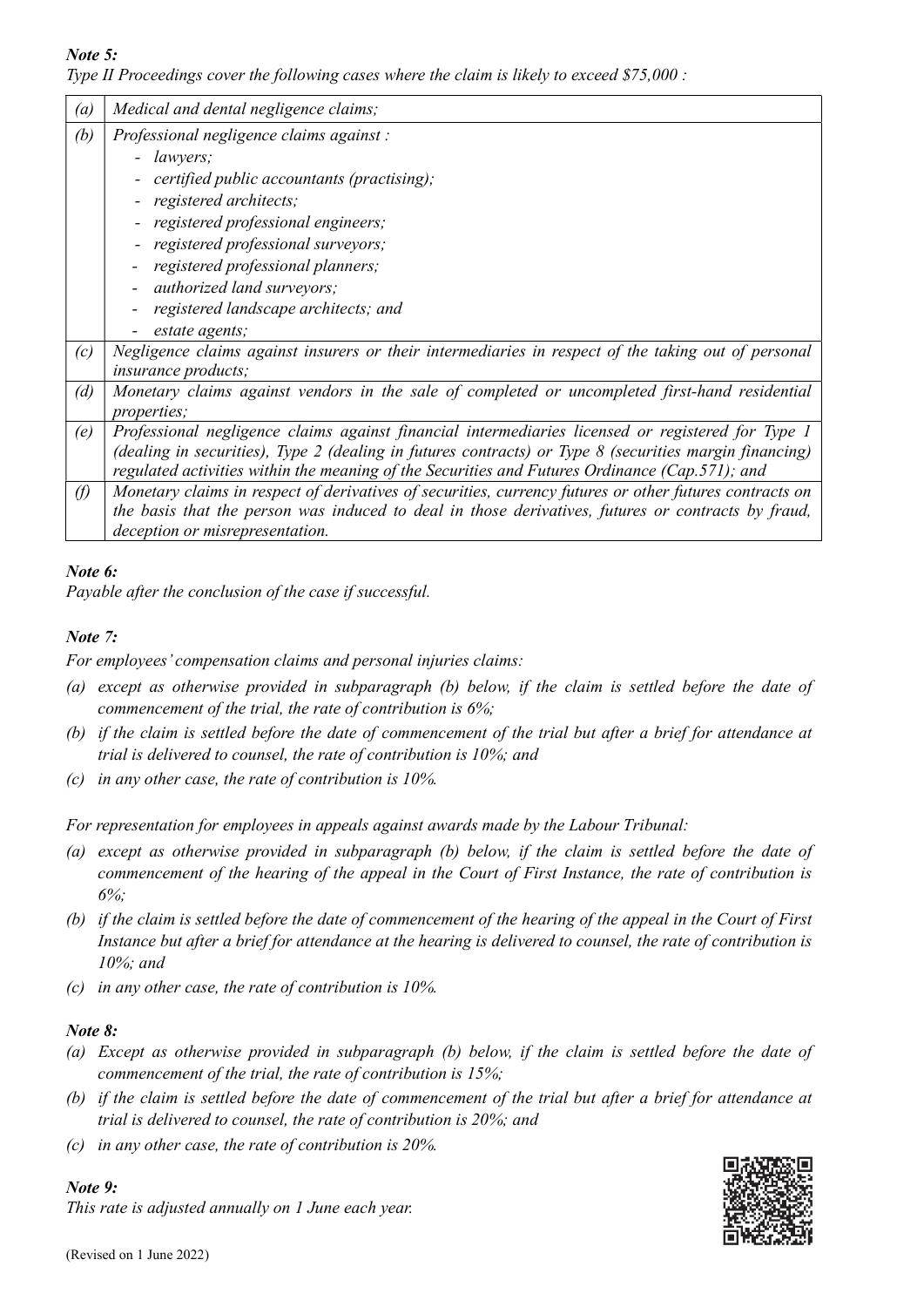***Note 5:***

*Type II Proceedings cover the following cases where the claim is likely to exceed $75,000 :*

| | |
|---|---|
| *(a)* | *Medical and dental negligence claims;* |
| *(b)* | *Professional negligence claims against :*<br>- *lawyers;*<br>- *certified public accountants (practising);*<br>- *registered architects;*<br>- *registered professional engineers;*<br>- *registered professional surveyors;*<br>- *registered professional planners;*<br>- *authorized land surveyors;*<br>- *registered landscape architects; and*<br>- *estate agents;* |
| *(c)* | *Negligence claims against insurers or their intermediaries in respect of the taking out of personal insurance products;* |
| *(d)* | *Monetary claims against vendors in the sale of completed or uncompleted first-hand residential properties;* |
| *(e)* | *Professional negligence claims against financial intermediaries licensed or registered for Type 1 (dealing in securities), Type 2 (dealing in futures contracts) or Type 8 (securities margin financing) regulated activities within the meaning of the Securities and Futures Ordinance (Cap.571); and* |
| *(f)* | *Monetary claims in respect of derivatives of securities, currency futures or other futures contracts on the basis that the person was induced to deal in those derivatives, futures or contracts by fraud, deception or misrepresentation.* |

***Note 6:***

*Payable after the conclusion of the case if successful.*

***Note 7:***

*For employees' compensation claims and personal injuries claims:*

*(a) except as otherwise provided in subparagraph (b) below, if the claim is settled before the date of commencement of the trial, the rate of contribution is 6%;*

*(b) if the claim is settled before the date of commencement of the trial but after a brief for attendance at trial is delivered to counsel, the rate of contribution is 10%; and*

*(c) in any other case, the rate of contribution is 10%.*

*For representation for employees in appeals against awards made by the Labour Tribunal:*

*(a) except as otherwise provided in subparagraph (b) below, if the claim is settled before the date of commencement of the hearing of the appeal in the Court of First Instance, the rate of contribution is 6%;*

*(b) if the claim is settled before the date of commencement of the hearing of the appeal in the Court of First Instance but after a brief for attendance at the hearing is delivered to counsel, the rate of contribution is 10%; and*

*(c) in any other case, the rate of contribution is 10%.*

***Note 8:***

*(a) Except as otherwise provided in subparagraph (b) below, if the claim is settled before the date of commencement of the trial, the rate of contribution is 15%;*

*(b) if the claim is settled before the date of commencement of the trial but after a brief for attendance at trial is delivered to counsel, the rate of contribution is 20%; and*

*(c) in any other case, the rate of contribution is 20%.*

***Note 9:***

*This rate is adjusted annually on 1 June each year.*

(Revised on 1 June 2022)